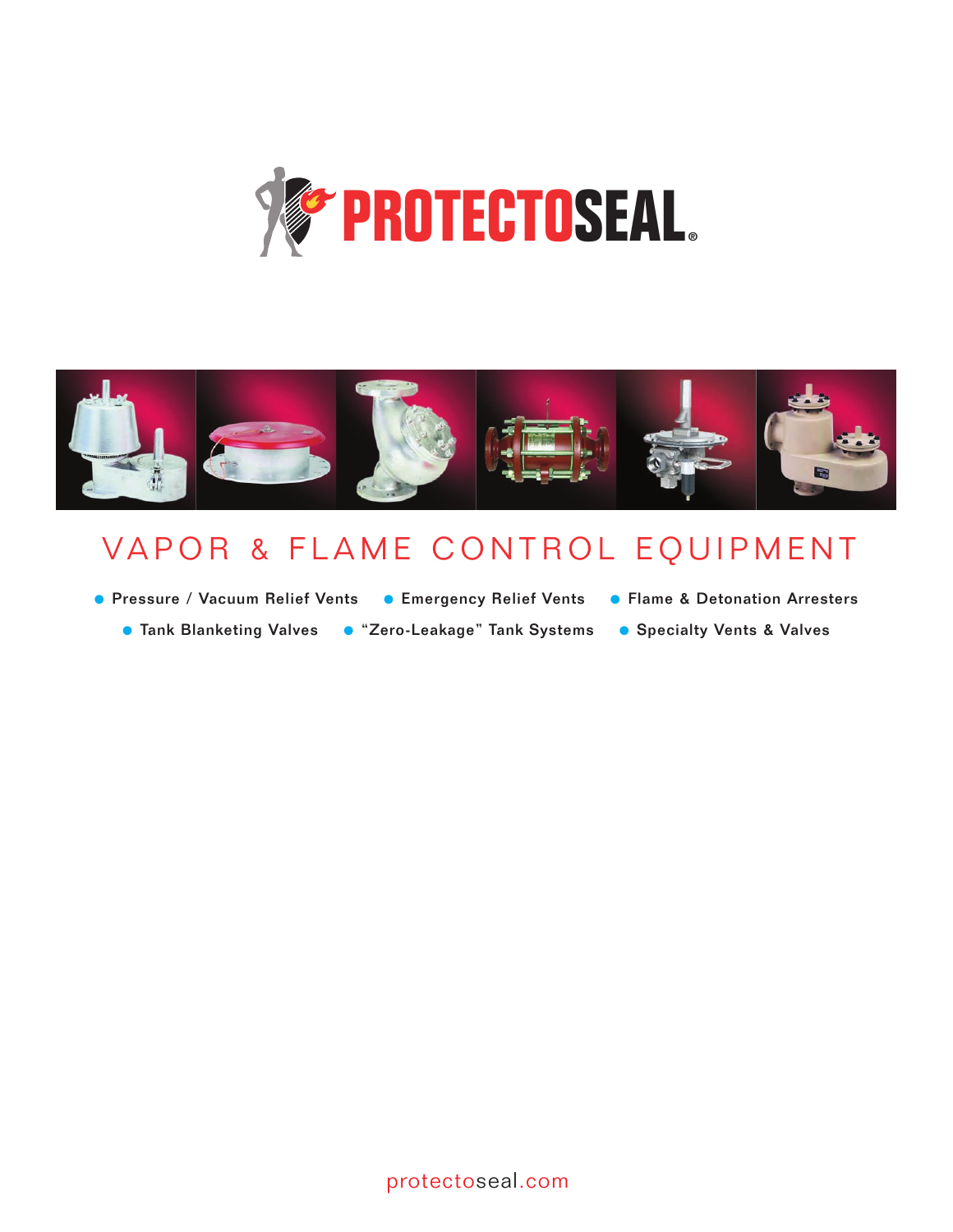# PROTECTOSEAL®

## VAPOR & FLAME CONTROL EQUIPMENT

- Pressure / Vacuum Relief Vents
- Emergency Relief Vents
- Flame & Detonation Arresters
- Tank Blanketing Valves
- "Zero-Leakage" Tank Systems
- Specialty Vents & Valves

protectoseal.com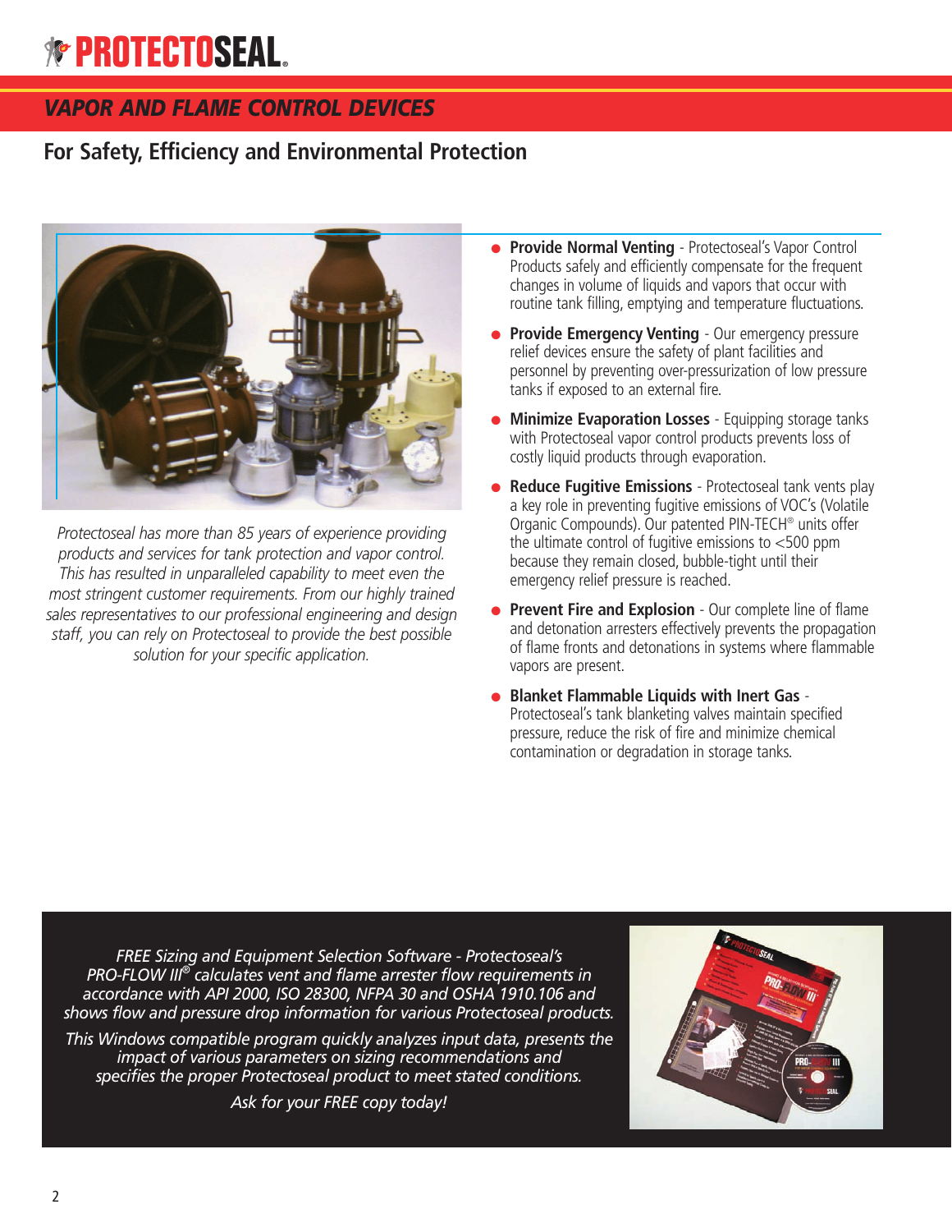PROTECTOSEAL

# VAPOR AND FLAME CONTROL DEVICES

## For Safety, Efficiency and Environmental Protection

*Protectoseal has more than 85 years of experience providing products and services for tank protection and vapor control. This has resulted in unparalleled capability to meet even the most stringent customer requirements. From our highly trained sales representatives to our professional engineering and design staff, you can rely on Protectoseal to provide the best possible solution for your specific application.*

- **Provide Normal Venting** - Protectoseal's Vapor Control Products safely and efficiently compensate for the frequent changes in volume of liquids and vapors that occur with routine tank filling, emptying and temperature fluctuations.
- **Provide Emergency Venting** - Our emergency pressure relief devices ensure the safety of plant facilities and personnel by preventing over-pressurization of low pressure tanks if exposed to an external fire.
- **Minimize Evaporation Losses** - Equipping storage tanks with Protectoseal vapor control products prevents loss of costly liquid products through evaporation.
- **Reduce Fugitive Emissions** - Protectoseal tank vents play a key role in preventing fugitive emissions of VOC's (Volatile Organic Compounds). Our patented PIN-TECH® units offer the ultimate control of fugitive emissions to <500 ppm because they remain closed, bubble-tight until their emergency relief pressure is reached.
- **Prevent Fire and Explosion** - Our complete line of flame and detonation arresters effectively prevents the propagation of flame fronts and detonations in systems where flammable vapors are present.
- **Blanket Flammable Liquids with Inert Gas** - Protectoseal's tank blanketing valves maintain specified pressure, reduce the risk of fire and minimize chemical contamination or degradation in storage tanks.

*FREE Sizing and Equipment Selection Software - Protectoseal's PRO-FLOW III® calculates vent and flame arrester flow requirements in accordance with API 2000, ISO 28300, NFPA 30 and OSHA 1910.106 and shows flow and pressure drop information for various Protectoseal products.*

*This Windows compatible program quickly analyzes input data, presents the impact of various parameters on sizing recommendations and specifies the proper Protectoseal product to meet stated conditions.*

*Ask for your FREE copy today!*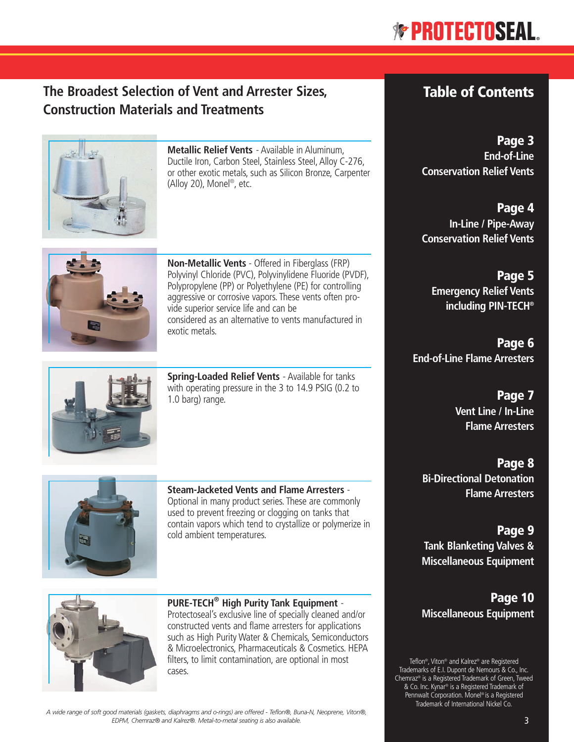## The Broadest Selection of Vent and Arrester Sizes, Construction Materials and Treatments

**Metallic Relief Vents** - Available in Aluminum, Ductile Iron, Carbon Steel, Stainless Steel, Alloy C-276, or other exotic metals, such as Silicon Bronze, Carpenter (Alloy 20), Monel®, etc.

**Non-Metallic Vents** - Offered in Fiberglass (FRP) Polyvinyl Chloride (PVC), Polyvinylidene Fluoride (PVDF), Polypropylene (PP) or Polyethylene (PE) for controlling aggressive or corrosive vapors. These vents often provide superior service life and can be considered as an alternative to vents manufactured in exotic metals.

**Spring-Loaded Relief Vents** - Available for tanks with operating pressure in the 3 to 14.9 PSIG (0.2 to 1.0 barg) range.

**Steam-Jacketed Vents and Flame Arresters** - Optional in many product series. These are commonly used to prevent freezing or clogging on tanks that contain vapors which tend to crystallize or polymerize in cold ambient temperatures.

**PURE-TECH® High Purity Tank Equipment** - Protectoseal's exclusive line of specially cleaned and/or constructed vents and flame arresters for applications such as High Purity Water & Chemicals, Semiconductors & Microelectronics, Pharmaceuticals & Cosmetics. HEPA filters, to limit contamination, are optional in most cases.

*A wide range of soft good materials (gaskets, diaphragms and o-rings) are offered - Teflon®, Buna-N, Neoprene, Viton®, EDPM, Chemraz® and Kalrez®. Metal-to-metal seating is also available.*

## Table of Contents

**Page 3**
End-of-Line Conservation Relief Vents

**Page 4**
In-Line / Pipe-Away Conservation Relief Vents

**Page 5**
Emergency Relief Vents including PIN-TECH®

**Page 6**
End-of-Line Flame Arresters

**Page 7**
Vent Line / In-Line Flame Arresters

**Page 8**
Bi-Directional Detonation Flame Arresters

**Page 9**
Tank Blanketing Valves & Miscellaneous Equipment

**Page 10**
Miscellaneous Equipment

Teflon®, Viton® and Kalrez® are Registered Trademarks of E.I. Dupont de Nemours & Co., Inc. Chemraz® is a Registered Trademark of Green, Tweed & Co. Inc. Kynar® is a Registered Trademark of Pennwalt Corporation. Monel® is a Registered Trademark of International Nickel Co.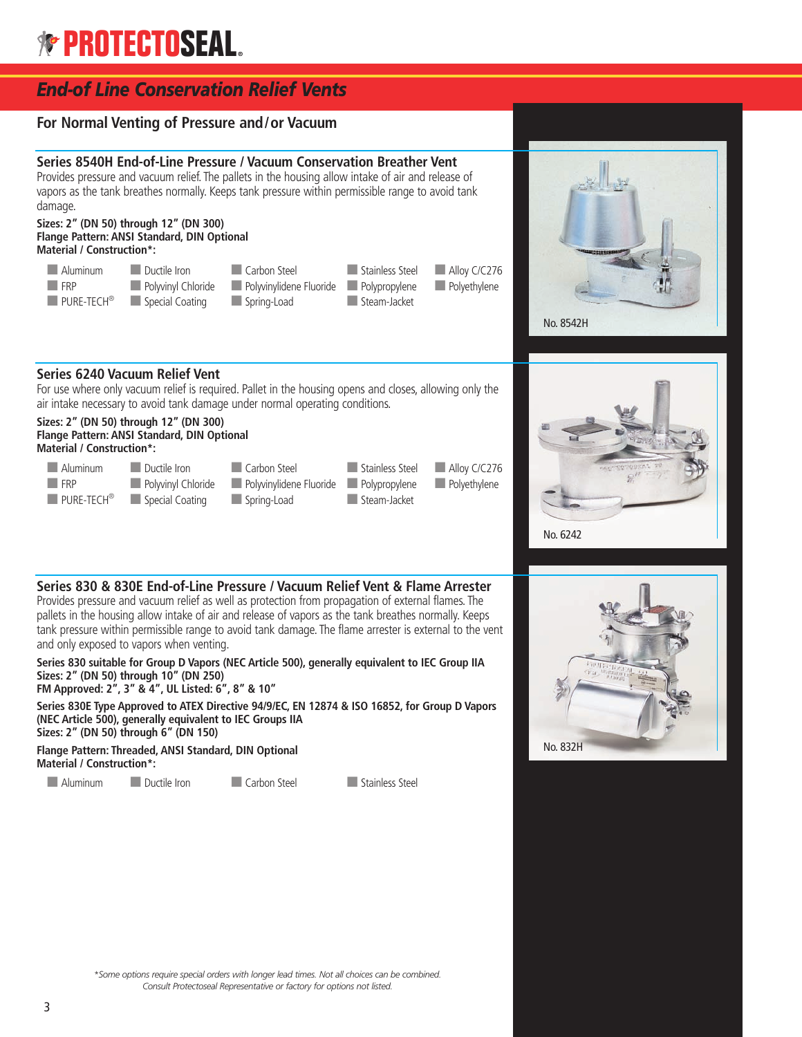# PROTECTOSEAL

## End-of Line Conservation Relief Vents

### For Normal Venting of Pressure and / or Vacuum

### Series 8540H End-of-Line Pressure / Vacuum Conservation Breather Vent

Provides pressure and vacuum relief. The pallets in the housing allow intake of air and release of vapors as the tank breathes normally. Keeps tank pressure within permissible range to avoid tank damage.

**Sizes: 2" (DN 50) through 12" (DN 300)**
**Flange Pattern: ANSI Standard, DIN Optional**
**Material / Construction*:**

- Aluminum
- Ductile Iron
- Carbon Steel
- Stainless Steel
- Alloy C/C276
- FRP
- Polyvinyl Chloride
- Polyvinylidene Fluoride
- Polypropylene
- Polyethylene
- PURE-TECH®
- Special Coating
- Spring-Load
- Steam-Jacket

No. 8542H

### Series 6240 Vacuum Relief Vent

For use where only vacuum relief is required. Pallet in the housing opens and closes, allowing only the air intake necessary to avoid tank damage under normal operating conditions.

**Sizes: 2" (DN 50) through 12" (DN 300)**
**Flange Pattern: ANSI Standard, DIN Optional**
**Material / Construction*:**

- Aluminum
- Ductile Iron
- Carbon Steel
- Stainless Steel
- Alloy C/C276
- FRP
- Polyvinyl Chloride
- Polyvinylidene Fluoride
- Polypropylene
- Polyethylene
- PURE-TECH®
- Special Coating
- Spring-Load
- Steam-Jacket

No. 6242

### Series 830 & 830E End-of-Line Pressure / Vacuum Relief Vent & Flame Arrester

Provides pressure and vacuum relief as well as protection from propagation of external flames. The pallets in the housing allow intake of air and release of vapors as the tank breathes normally. Keeps tank pressure within permissible range to avoid tank damage. The flame arrester is external to the vent and only exposed to vapors when venting.

**Series 830 suitable for Group D Vapors (NEC Article 500), generally equivalent to IEC Group IIA**
**Sizes: 2" (DN 50) through 10" (DN 250)**
**FM Approved: 2", 3" & 4", UL Listed: 6", 8" & 10"**

**Series 830E Type Approved to ATEX Directive 94/9/EC, EN 12874 & ISO 16852, for Group D Vapors (NEC Article 500), generally equivalent to IEC Groups IIA**
**Sizes: 2" (DN 50) through 6" (DN 150)**

**Flange Pattern: Threaded, ANSI Standard, DIN Optional**
**Material / Construction*:**

- Aluminum
- Ductile Iron
- Carbon Steel
- Stainless Steel

No. 832H

*\*Some options require special orders with longer lead times. Not all choices can be combined. Consult Protectoseal Representative or factory for options not listed.*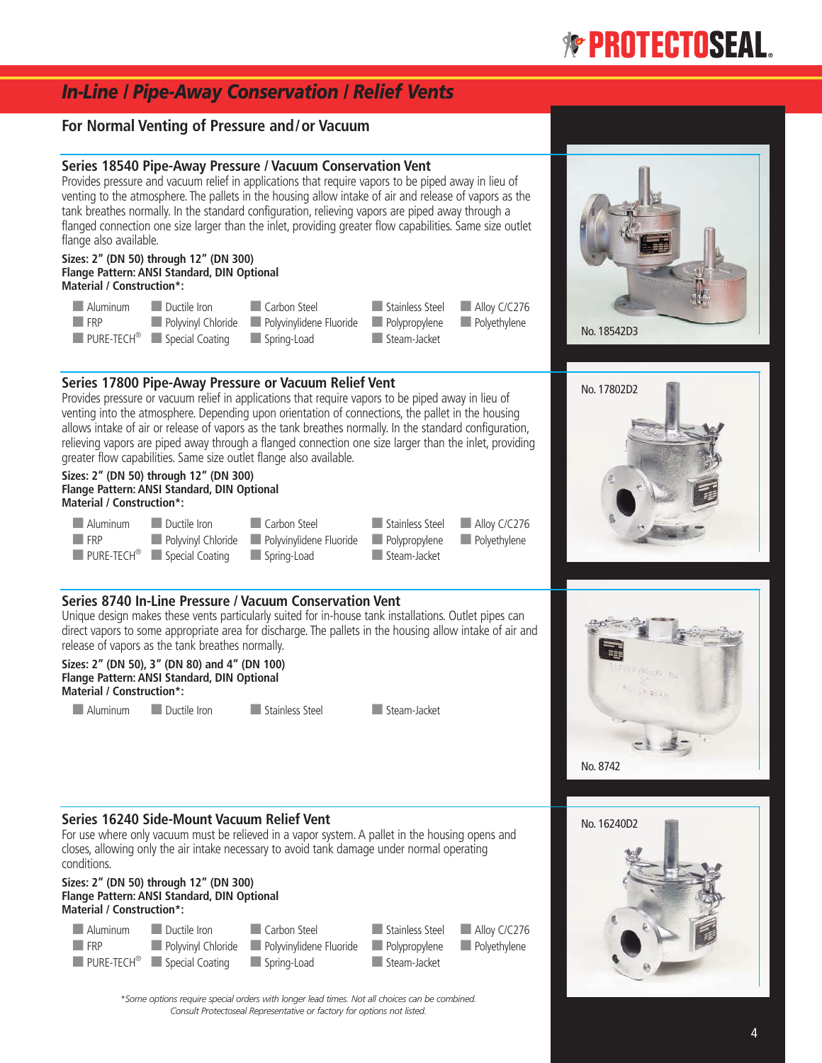# In-Line / Pipe-Away Conservation / Relief Vents

## For Normal Venting of Pressure and/or Vacuum

### Series 18540 Pipe-Away Pressure / Vacuum Conservation Vent

Provides pressure and vacuum relief in applications that require vapors to be piped away in lieu of venting to the atmosphere. The pallets in the housing allow intake of air and release of vapors as the tank breathes normally. In the standard configuration, relieving vapors are piped away through a flanged connection one size larger than the inlet, providing greater flow capabilities. Same size outlet flange also available.

**Sizes: 2" (DN 50) through 12" (DN 300)**
**Flange Pattern: ANSI Standard, DIN Optional**
**Material / Construction*:**

| | | | | |
|---|---|---|---|---|
| Aluminum | Ductile Iron | Carbon Steel | Stainless Steel | Alloy C/C276 |
| FRP | Polyvinyl Chloride | Polyvinylidene Fluoride | Polypropylene | Polyethylene |
| PURE-TECH® | Special Coating | Spring-Load | Steam-Jacket | |

No. 18542D3

### Series 17800 Pipe-Away Pressure or Vacuum Relief Vent

Provides pressure or vacuum relief in applications that require vapors to be piped away in lieu of venting into the atmosphere. Depending upon orientation of connections, the pallet in the housing allows intake of air or release of vapors as the tank breathes normally. In the standard configuration, relieving vapors are piped away through a flanged connection one size larger than the inlet, providing greater flow capabilities. Same size outlet flange also available.

**Sizes: 2" (DN 50) through 12" (DN 300)**
**Flange Pattern: ANSI Standard, DIN Optional**
**Material / Construction*:**

| | | | | |
|---|---|---|---|---|
| Aluminum | Ductile Iron | Carbon Steel | Stainless Steel | Alloy C/C276 |
| FRP | Polyvinyl Chloride | Polyvinylidene Fluoride | Polypropylene | Polyethylene |
| PURE-TECH® | Special Coating | Spring-Load | Steam-Jacket | |

No. 17802D2

### Series 8740 In-Line Pressure / Vacuum Conservation Vent

Unique design makes these vents particularly suited for in-house tank installations. Outlet pipes can direct vapors to some appropriate area for discharge. The pallets in the housing allow intake of air and release of vapors as the tank breathes normally.

**Sizes: 2" (DN 50), 3" (DN 80) and 4" (DN 100)**
**Flange Pattern: ANSI Standard, DIN Optional**
**Material / Construction*:**

| | | | |
|---|---|---|---|
| Aluminum | Ductile Iron | Stainless Steel | Steam-Jacket |

No. 8742

### Series 16240 Side-Mount Vacuum Relief Vent

For use where only vacuum must be relieved in a vapor system. A pallet in the housing opens and closes, allowing only the air intake necessary to avoid tank damage under normal operating conditions.

**Sizes: 2" (DN 50) through 12" (DN 300)**
**Flange Pattern: ANSI Standard, DIN Optional**
**Material / Construction*:**

| | | | | |
|---|---|---|---|---|
| Aluminum | Ductile Iron | Carbon Steel | Stainless Steel | Alloy C/C276 |
| FRP | Polyvinyl Chloride | Polyvinylidene Fluoride | Polypropylene | Polyethylene |
| PURE-TECH® | Special Coating | Spring-Load | Steam-Jacket | |

No. 16240D2

*\*Some options require special orders with longer lead times. Not all choices can be combined. Consult Protectoseal Representative or factory for options not listed.*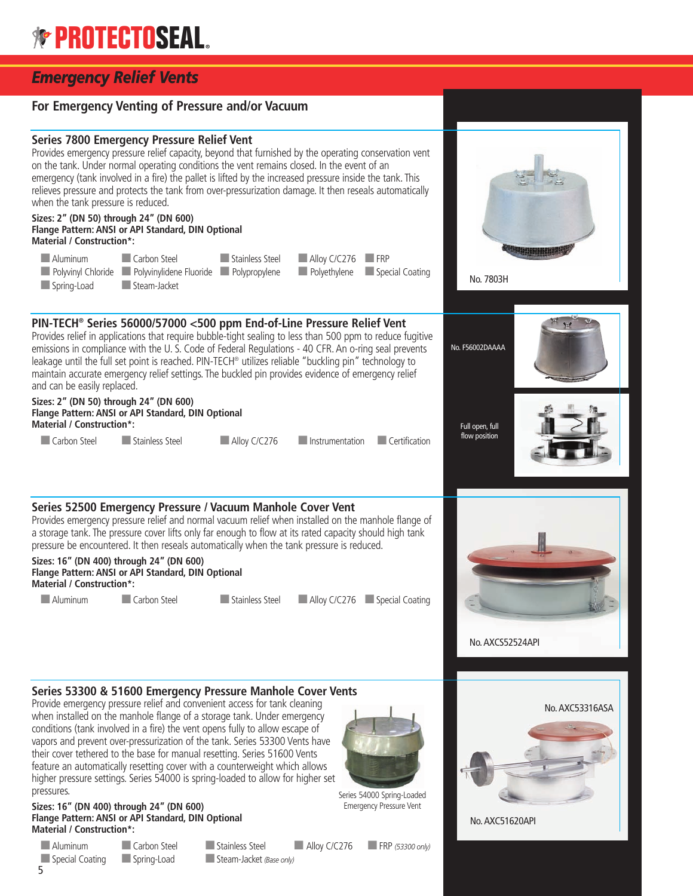# PROTECTOSEAL

## Emergency Relief Vents

### For Emergency Venting of Pressure and/or Vacuum

### Series 7800 Emergency Pressure Relief Vent

Provides emergency pressure relief capacity, beyond that furnished by the operating conservation vent on the tank. Under normal operating conditions the vent remains closed. In the event of an emergency (tank involved in a fire) the pallet is lifted by the increased pressure inside the tank. This relieves pressure and protects the tank from over-pressurization damage. It then reseals automatically when the tank pressure is reduced.

**Sizes: 2" (DN 50) through 24" (DN 600)**
**Flange Pattern: ANSI or API Standard, DIN Optional**
**Material / Construction*:**

- Aluminum
- Carbon Steel
- Stainless Steel
- Alloy C/C276
- FRP
- Polyvinyl Chloride
- Polyvinylidene Fluoride
- Polypropylene
- Polyethylene
- Special Coating
- Spring-Load
- Steam-Jacket

No. 7803H

### PIN-TECH® Series 56000/57000 <500 ppm End-of-Line Pressure Relief Vent

Provides relief in applications that require bubble-tight sealing to less than 500 ppm to reduce fugitive emissions in compliance with the U. S. Code of Federal Regulations - 40 CFR. An o-ring seal prevents leakage until the full set point is reached. PIN-TECH® utilizes reliable "buckling pin" technology to maintain accurate emergency relief settings. The buckled pin provides evidence of emergency relief and can be easily replaced.

**Sizes: 2" (DN 50) through 24" (DN 600)**
**Flange Pattern: ANSI or API Standard, DIN Optional**
**Material / Construction*:**

- Carbon Steel
- Stainless Steel
- Alloy C/C276
- Instrumentation
- Certification

No. F56002DAAAA

Full open, full flow position

### Series 52500 Emergency Pressure / Vacuum Manhole Cover Vent

Provides emergency pressure relief and normal vacuum relief when installed on the manhole flange of a storage tank. The pressure cover lifts only far enough to flow at its rated capacity should high tank pressure be encountered. It then reseals automatically when the tank pressure is reduced.

**Sizes: 16" (DN 400) through 24" (DN 600)**
**Flange Pattern: ANSI or API Standard, DIN Optional**
**Material / Construction*:**

- Aluminum
- Carbon Steel
- Stainless Steel
- Alloy C/C276
- Special Coating

No. AXCS52524API

### Series 53300 & 51600 Emergency Pressure Manhole Cover Vents

Provide emergency pressure relief and convenient access for tank cleaning when installed on the manhole flange of a storage tank. Under emergency conditions (tank involved in a fire) the vent opens fully to allow escape of vapors and prevent over-pressurization of the tank. Series 53300 Vents have their cover tethered to the base for manual resetting. Series 51600 Vents feature an automatically resetting cover with a counterweight which allows higher pressure settings. Series 54000 is spring-loaded to allow for higher set pressures.

Series 54000 Spring-Loaded Emergency Pressure Vent

**Sizes: 16" (DN 400) through 24" (DN 600)**
**Flange Pattern: ANSI or API Standard, DIN Optional**
**Material / Construction*:**

- Aluminum
- Carbon Steel
- Stainless Steel
- Alloy C/C276
- FRP *(53300 only)*
- Special Coating
- Spring-Load
- Steam-Jacket *(Base only)*

No. AXC53316ASA

No. AXC51620API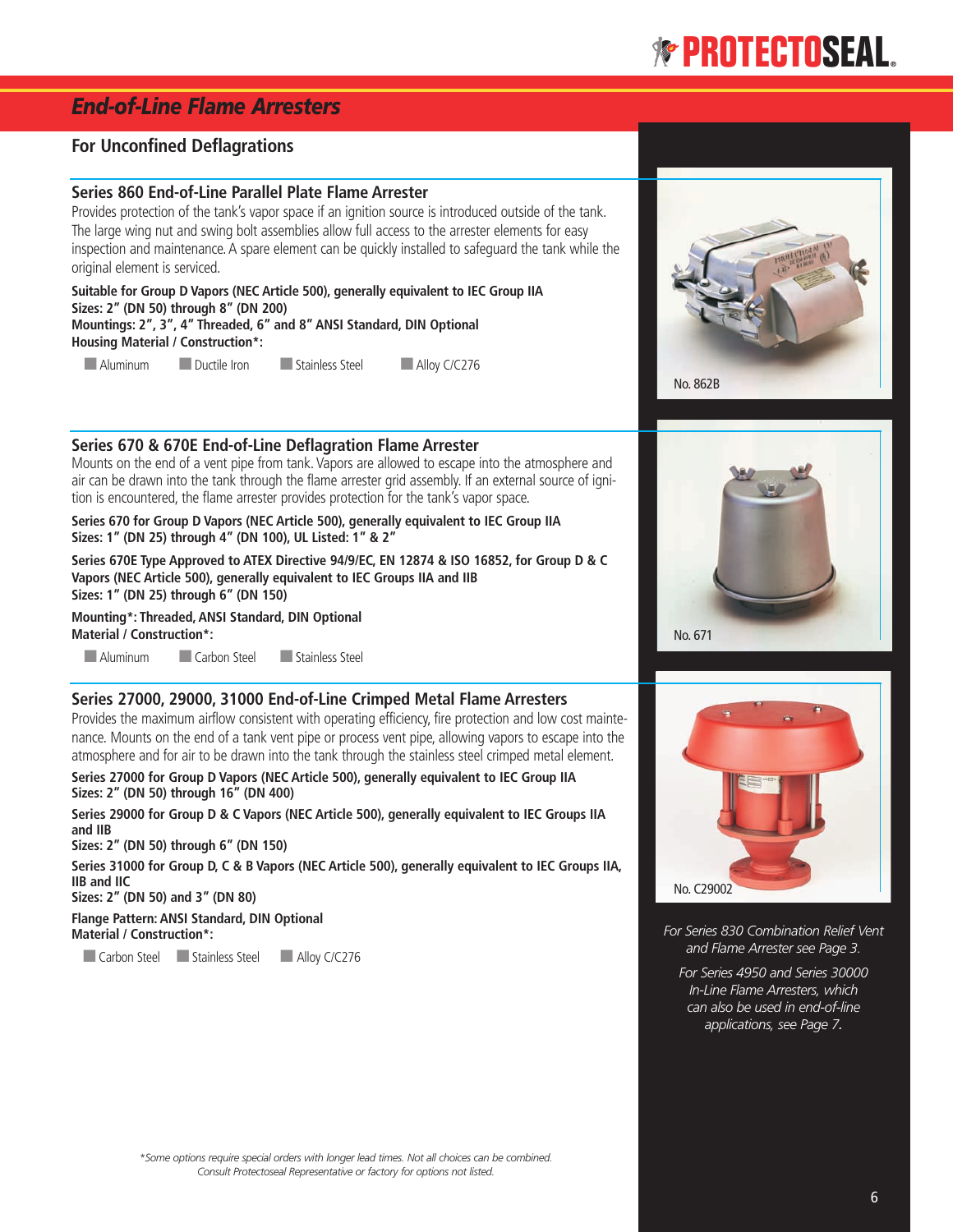# End-of-Line Flame Arresters

## For Unconfined Deflagrations

### Series 860 End-of-Line Parallel Plate Flame Arrester

Provides protection of the tank's vapor space if an ignition source is introduced outside of the tank. The large wing nut and swing bolt assemblies allow full access to the arrester elements for easy inspection and maintenance. A spare element can be quickly installed to safeguard the tank while the original element is serviced.

**Suitable for Group D Vapors (NEC Article 500), generally equivalent to IEC Group IIA**
**Sizes: 2" (DN 50) through 8" (DN 200)**
**Mountings: 2", 3", 4" Threaded, 6" and 8" ANSI Standard, DIN Optional**
**Housing Material / Construction*:**

- Aluminum
- Ductile Iron
- Stainless Steel
- Alloy C/C276

No. 862B

### Series 670 & 670E End-of-Line Deflagration Flame Arrester

Mounts on the end of a vent pipe from tank. Vapors are allowed to escape into the atmosphere and air can be drawn into the tank through the flame arrester grid assembly. If an external source of ignition is encountered, the flame arrester provides protection for the tank's vapor space.

**Series 670 for Group D Vapors (NEC Article 500), generally equivalent to IEC Group IIA**
**Sizes: 1" (DN 25) through 4" (DN 100), UL Listed: 1" & 2"**

**Series 670E Type Approved to ATEX Directive 94/9/EC, EN 12874 & ISO 16852, for Group D & C Vapors (NEC Article 500), generally equivalent to IEC Groups IIA and IIB**
**Sizes: 1" (DN 25) through 6" (DN 150)**

**Mounting*: Threaded, ANSI Standard, DIN Optional**
**Material / Construction*:**

- Aluminum
- Carbon Steel
- Stainless Steel

No. 671

### Series 27000, 29000, 31000 End-of-Line Crimped Metal Flame Arresters

Provides the maximum airflow consistent with operating efficiency, fire protection and low cost maintenance. Mounts on the end of a tank vent pipe or process vent pipe, allowing vapors to escape into the atmosphere and for air to be drawn into the tank through the stainless steel crimped metal element.

**Series 27000 for Group D Vapors (NEC Article 500), generally equivalent to IEC Group IIA**
**Sizes: 2" (DN 50) through 16" (DN 400)**

**Series 29000 for Group D & C Vapors (NEC Article 500), generally equivalent to IEC Groups IIA and IIB**
**Sizes: 2" (DN 50) through 6" (DN 150)**

**Series 31000 for Group D, C & B Vapors (NEC Article 500), generally equivalent to IEC Groups IIA, IIB and IIC**
**Sizes: 2" (DN 50) and 3" (DN 80)**

**Flange Pattern: ANSI Standard, DIN Optional**
**Material / Construction*:**

- Carbon Steel
- Stainless Steel
- Alloy C/C276

No. C29002

*For Series 830 Combination Relief Vent and Flame Arrester see Page 3.*

*For Series 4950 and Series 30000 In-Line Flame Arresters, which can also be used in end-of-line applications, see Page 7.*

*\*Some options require special orders with longer lead times. Not all choices can be combined. Consult Protectoseal Representative or factory for options not listed.*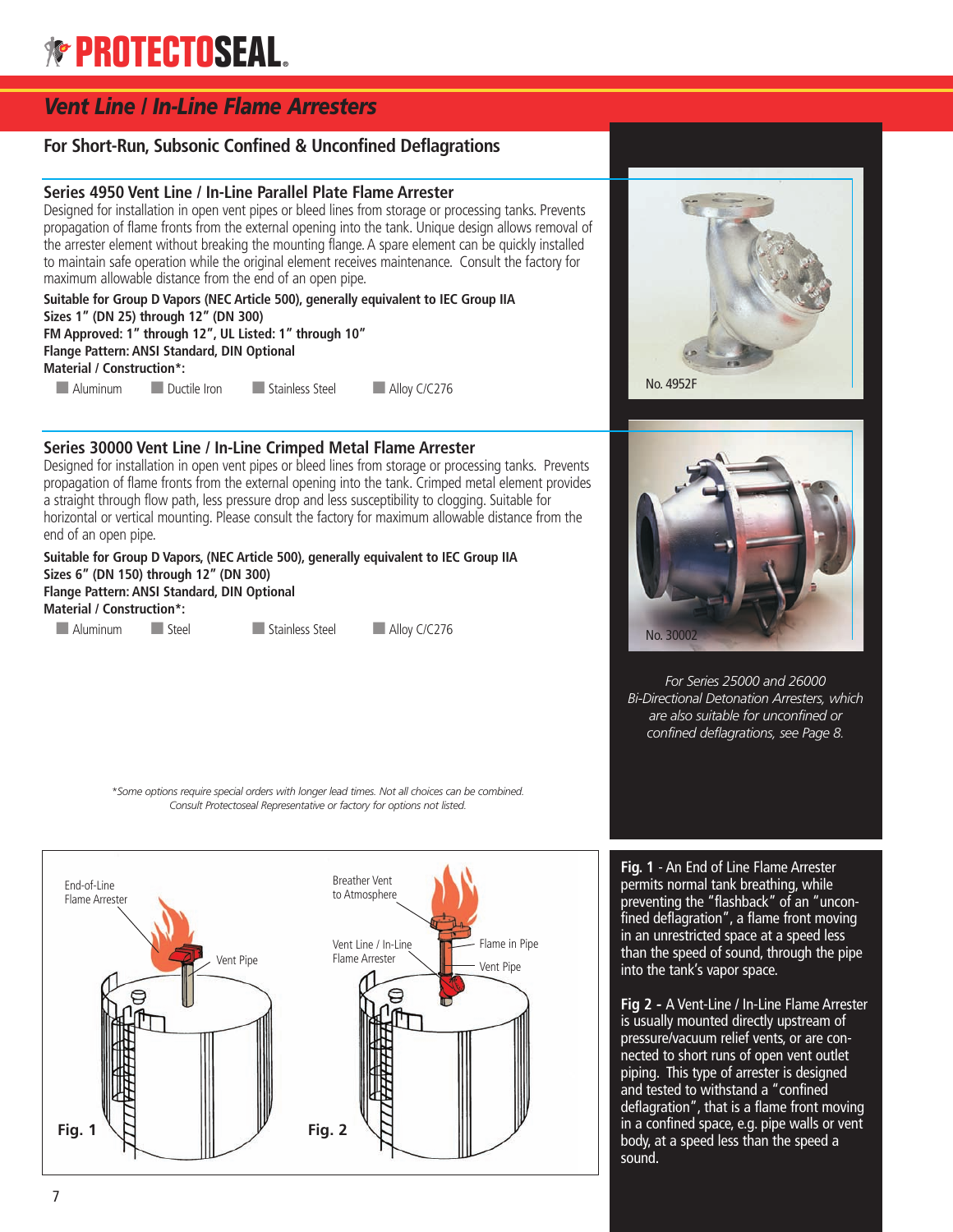# Vent Line / In-Line Flame Arresters

## For Short-Run, Subsonic Confined & Unconfined Deflagrations

### Series 4950 Vent Line / In-Line Parallel Plate Flame Arrester

Designed for installation in open vent pipes or bleed lines from storage or processing tanks. Prevents propagation of flame fronts from the external opening into the tank. Unique design allows removal of the arrester element without breaking the mounting flange. A spare element can be quickly installed to maintain safe operation while the original element receives maintenance. Consult the factory for maximum allowable distance from the end of an open pipe.

**Suitable for Group D Vapors (NEC Article 500), generally equivalent to IEC Group IIA**
**Sizes 1" (DN 25) through 12" (DN 300)**
**FM Approved: 1" through 12", UL Listed: 1" through 10"**
**Flange Pattern: ANSI Standard, DIN Optional**
**Material / Construction*:**

- Aluminum
- Ductile Iron
- Stainless Steel
- Alloy C/C276

No. 4952F

### Series 30000 Vent Line / In-Line Crimped Metal Flame Arrester

Designed for installation in open vent pipes or bleed lines from storage or processing tanks. Prevents propagation of flame fronts from the external opening into the tank. Crimped metal element provides a straight through flow path, less pressure drop and less susceptibility to clogging. Suitable for horizontal or vertical mounting. Please consult the factory for maximum allowable distance from the end of an open pipe.

**Suitable for Group D Vapors, (NEC Article 500), generally equivalent to IEC Group IIA**
**Sizes 6" (DN 150) through 12" (DN 300)**
**Flange Pattern: ANSI Standard, DIN Optional**
**Material / Construction*:**

- Aluminum
- Steel
- Stainless Steel
- Alloy C/C276

No. 30002

*For Series 25000 and 26000 Bi-Directional Detonation Arresters, which are also suitable for unconfined or confined deflagrations, see Page 8.*

*\*Some options require special orders with longer lead times. Not all choices can be combined. Consult Protectoseal Representative or factory for options not listed.*

End-of-Line Flame Arrester — Vent Pipe

**Fig. 1**

Breather Vent to Atmosphere — Vent Line / In-Line Flame Arrester — Flame in Pipe — Vent Pipe

**Fig. 2**

**Fig. 1** - An End of Line Flame Arrester permits normal tank breathing, while preventing the "flashback" of an "unconfined deflagration", a flame front moving in an unrestricted space at a speed less than the speed of sound, through the pipe into the tank's vapor space.

**Fig 2 -** A Vent-Line / In-Line Flame Arrester is usually mounted directly upstream of pressure/vacuum relief vents, or are connected to short runs of open vent outlet piping. This type of arrester is designed and tested to withstand a "confined deflagration", that is a flame front moving in a confined space, e.g. pipe walls or vent body, at a speed less than the speed a sound.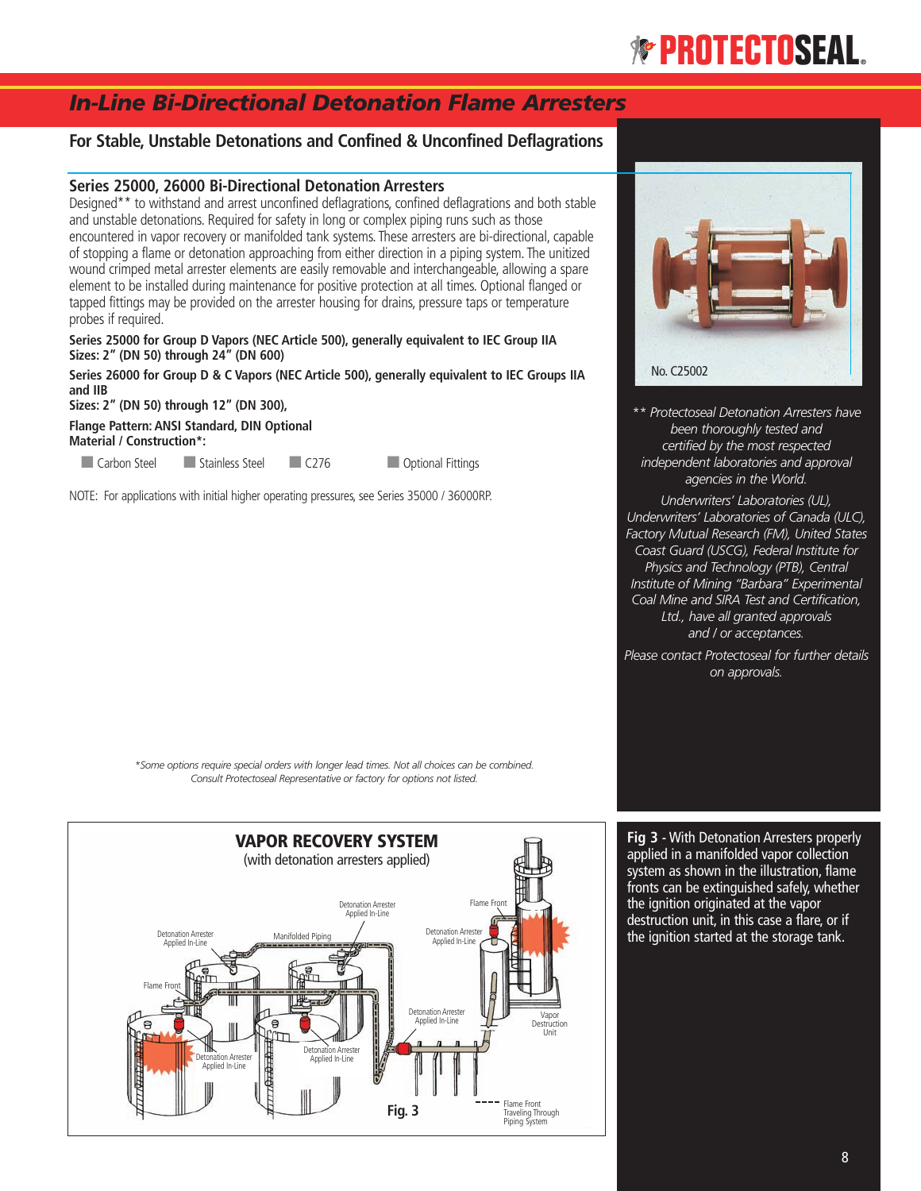# In-Line Bi-Directional Detonation Flame Arresters

## For Stable, Unstable Detonations and Confined & Unconfined Deflagrations

### Series 25000, 26000 Bi-Directional Detonation Arresters

Designed** to withstand and arrest unconfined deflagrations, confined deflagrations and both stable and unstable detonations. Required for safety in long or complex piping runs such as those encountered in vapor recovery or manifolded tank systems. These arresters are bi-directional, capable of stopping a flame or detonation approaching from either direction in a piping system. The unitized wound crimped metal arrester elements are easily removable and interchangeable, allowing a spare element to be installed during maintenance for positive protection at all times. Optional flanged or tapped fittings may be provided on the arrester housing for drains, pressure taps or temperature probes if required.

**Series 25000 for Group D Vapors (NEC Article 500), generally equivalent to IEC Group IIA**
**Sizes: 2" (DN 50) through 24" (DN 600)**

**Series 26000 for Group D & C Vapors (NEC Article 500), generally equivalent to IEC Groups IIA and IIB**
**Sizes: 2" (DN 50) through 12" (DN 300),**

**Flange Pattern: ANSI Standard, DIN Optional**
**Material / Construction*:**

- Carbon Steel
- Stainless Steel
- C276
- Optional Fittings

NOTE: For applications with initial higher operating pressures, see Series 35000 / 36000RP.

*Some options require special orders with longer lead times. Not all choices can be combined. Consult Protectoseal Representative or factory for options not listed.*

No. C25002

*** Protectoseal Detonation Arresters have been thoroughly tested and certified by the most respected independent laboratories and approval agencies in the World.*

*Underwriters' Laboratories (UL), Underwriters' Laboratories of Canada (ULC), Factory Mutual Research (FM), United States Coast Guard (USCG), Federal Institute for Physics and Technology (PTB), Central Institute of Mining "Barbara" Experimental Coal Mine and SIRA Test and Certification, Ltd., have all granted approvals and / or acceptances.*

*Please contact Protectoseal for further details on approvals.*

**VAPOR RECOVERY SYSTEM**
(with detonation arresters applied)

Detonation Arrester Applied In-Line · Manifolded Piping · Flame Front · Vapor Destruction Unit · Flame Front Traveling Through Piping System

**Fig. 3**

**Fig 3** - With Detonation Arresters properly applied in a manifolded vapor collection system as shown in the illustration, flame fronts can be extinguished safely, whether the ignition originated at the vapor destruction unit, in this case a flare, or if the ignition started at the storage tank.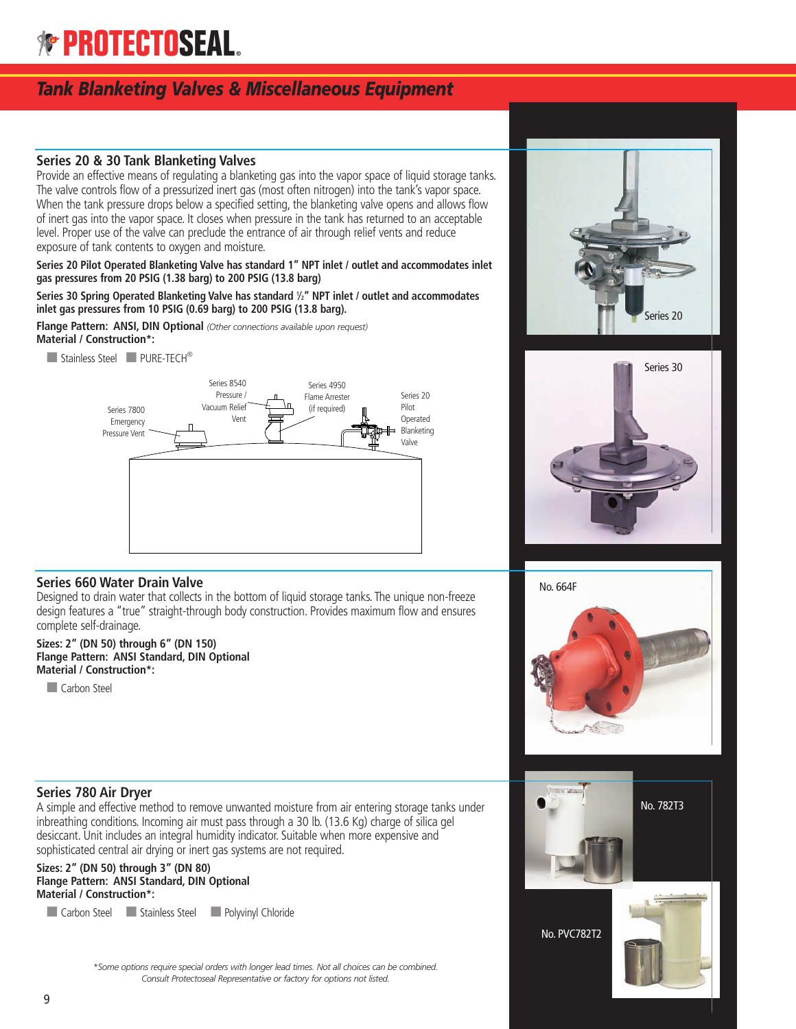## Tank Blanketing Valves & Miscellaneous Equipment

### Series 20 & 30 Tank Blanketing Valves

Provide an effective means of regulating a blanketing gas into the vapor space of liquid storage tanks. The valve controls flow of a pressurized inert gas (most often nitrogen) into the tank's vapor space. When the tank pressure drops below a specified setting, the blanketing valve opens and allows flow of inert gas into the vapor space. It closes when pressure in the tank has returned to an acceptable level. Proper use of the valve can preclude the entrance of air through relief vents and reduce exposure of tank contents to oxygen and moisture.

**Series 20 Pilot Operated Blanketing Valve has standard 1" NPT inlet / outlet and accommodates inlet gas pressures from 20 PSIG (1.38 barg) to 200 PSIG (13.8 barg)**

**Series 30 Spring Operated Blanketing Valve has standard ½" NPT inlet / outlet and accommodates inlet gas pressures from 10 PSIG (0.69 barg) to 200 PSIG (13.8 barg).**

**Flange Pattern: ANSI, DIN Optional** *(Other connections available upon request)*
**Material / Construction*:**

- Stainless Steel
- PURE-TECH®

Series 7800 Emergency Pressure Vent · Series 8540 Pressure / Vacuum Relief Vent · Series 4950 Flame Arrester (if required) · Series 20 Pilot Operated Blanketing Valve

Series 20

Series 30

### Series 660 Water Drain Valve

Designed to drain water that collects in the bottom of liquid storage tanks. The unique non-freeze design features a "true" straight-through body construction. Provides maximum flow and ensures complete self-drainage.

**Sizes: 2" (DN 50) through 6" (DN 150)**
**Flange Pattern: ANSI Standard, DIN Optional**
**Material / Construction*:**

- Carbon Steel

No. 664F

### Series 780 Air Dryer

A simple and effective method to remove unwanted moisture from air entering storage tanks under inbreathing conditions. Incoming air must pass through a 30 lb. (13.6 Kg) charge of silica gel desiccant. Unit includes an integral humidity indicator. Suitable when more expensive and sophisticated central air drying or inert gas systems are not required.

**Sizes: 2" (DN 50) through 3" (DN 80)**
**Flange Pattern: ANSI Standard, DIN Optional**
**Material / Construction*:**

- Carbon Steel
- Stainless Steel
- Polyvinyl Chloride

No. 782T3

No. PVC782T2

*\*Some options require special orders with longer lead times. Not all choices can be combined. Consult Protectoseal Representative or factory for options not listed.*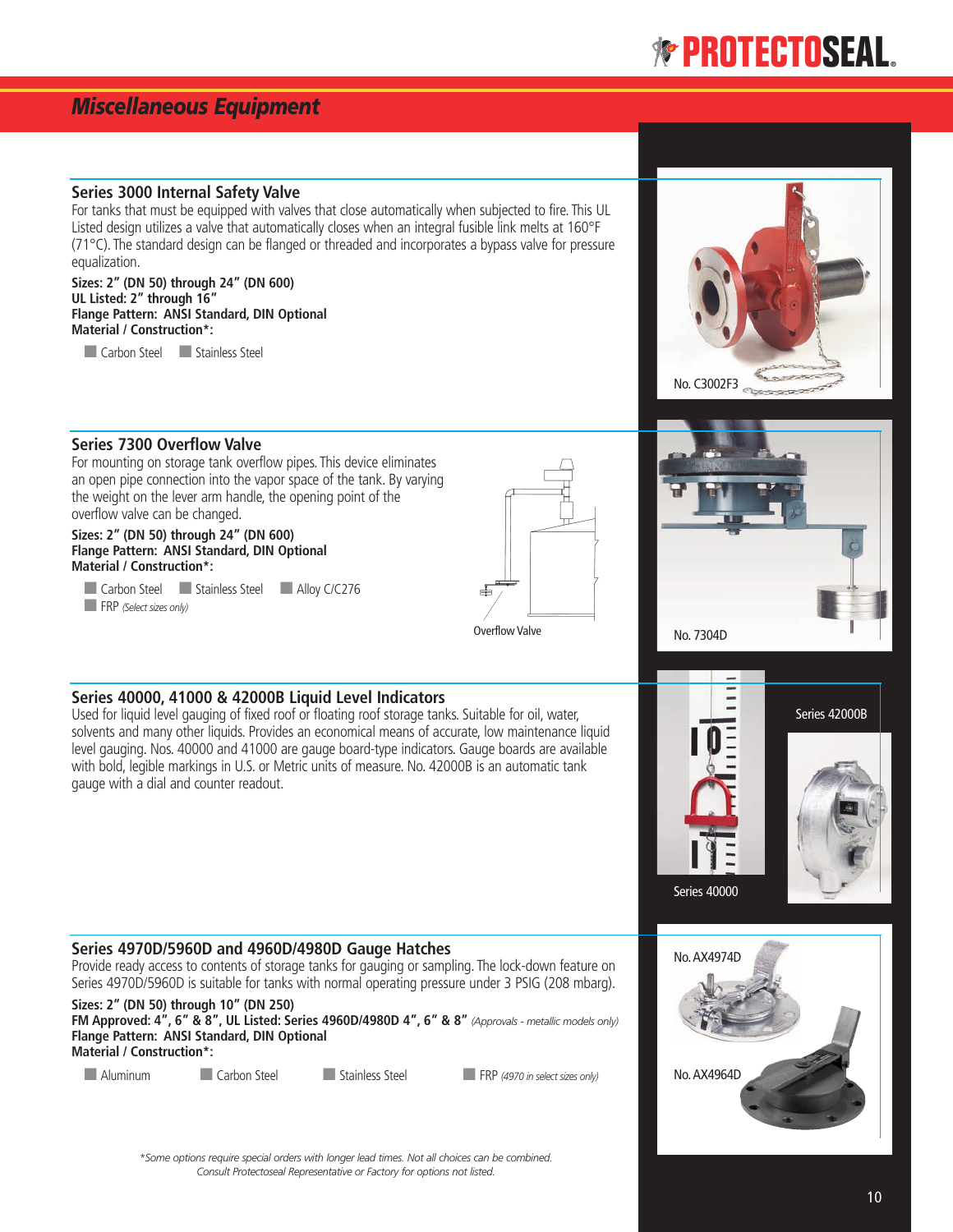# Miscellaneous Equipment

## Series 3000 Internal Safety Valve

For tanks that must be equipped with valves that close automatically when subjected to fire. This UL Listed design utilizes a valve that automatically closes when an integral fusible link melts at 160°F (71°C). The standard design can be flanged or threaded and incorporates a bypass valve for pressure equalization.

**Sizes: 2" (DN 50) through 24" (DN 600)**
**UL Listed: 2" through 16"**
**Flange Pattern: ANSI Standard, DIN Optional**
**Material / Construction*:**

- Carbon Steel
- Stainless Steel

No. C3002F3

## Series 7300 Overflow Valve

For mounting on storage tank overflow pipes. This device eliminates an open pipe connection into the vapor space of the tank. By varying the weight on the lever arm handle, the opening point of the overflow valve can be changed.

**Sizes: 2" (DN 50) through 24" (DN 600)**
**Flange Pattern: ANSI Standard, DIN Optional**
**Material / Construction*:**

- Carbon Steel
- Stainless Steel
- Alloy C/C276
- FRP *(Select sizes only)*

Overflow Valve

No. 7304D

## Series 40000, 41000 & 42000B Liquid Level Indicators

Used for liquid level gauging of fixed roof or floating roof storage tanks. Suitable for oil, water, solvents and many other liquids. Provides an economical means of accurate, low maintenance liquid level gauging. Nos. 40000 and 41000 are gauge board-type indicators. Gauge boards are available with bold, legible markings in U.S. or Metric units of measure. No. 42000B is an automatic tank gauge with a dial and counter readout.

Series 42000B

Series 40000

## Series 4970D/5960D and 4960D/4980D Gauge Hatches

Provide ready access to contents of storage tanks for gauging or sampling. The lock-down feature on Series 4970D/5960D is suitable for tanks with normal operating pressure under 3 PSIG (208 mbarg).

**Sizes: 2" (DN 50) through 10" (DN 250)**
**FM Approved: 4", 6" & 8", UL Listed: Series 4960D/4980D 4", 6" & 8"** *(Approvals - metallic models only)*
**Flange Pattern: ANSI Standard, DIN Optional**
**Material / Construction*:**

- Aluminum
- Carbon Steel
- Stainless Steel
- FRP *(4970 in select sizes only)*

No. AX4974D

No. AX4964D

*\*Some options require special orders with longer lead times. Not all choices can be combined. Consult Protectoseal Representative or Factory for options not listed.*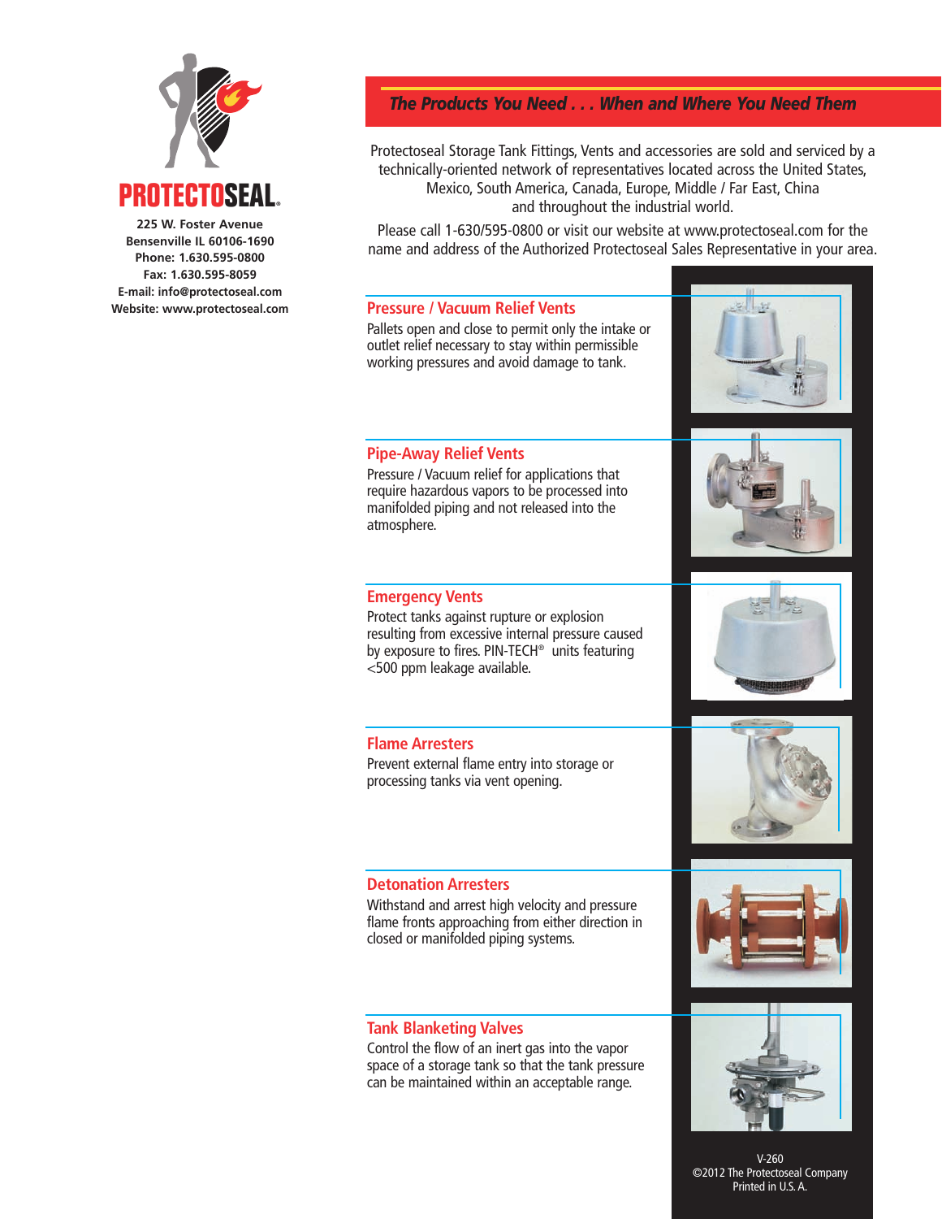**PROTECTOSEAL.**

**225 W. Foster Avenue**
**Bensenville IL 60106-1690**
**Phone: 1.630.595-0800**
**Fax: 1.630.595-8059**
**E-mail: info@protectoseal.com**
**Website: www.protectoseal.com**

## *The Products You Need . . . When and Where You Need Them*

Protectoseal Storage Tank Fittings, Vents and accessories are sold and serviced by a technically-oriented network of representatives located across the United States, Mexico, South America, Canada, Europe, Middle / Far East, China and throughout the industrial world.

Please call 1-630/595-0800 or visit our website at www.protectoseal.com for the name and address of the Authorized Protectoseal Sales Representative in your area.

### Pressure / Vacuum Relief Vents

Pallets open and close to permit only the intake or outlet relief necessary to stay within permissible working pressures and avoid damage to tank.

### Pipe-Away Relief Vents

Pressure / Vacuum relief for applications that require hazardous vapors to be processed into manifolded piping and not released into the atmosphere.

### Emergency Vents

Protect tanks against rupture or explosion resulting from excessive internal pressure caused by exposure to fires. PIN-TECH® units featuring <500 ppm leakage available.

### Flame Arresters

Prevent external flame entry into storage or processing tanks via vent opening.

### Detonation Arresters

Withstand and arrest high velocity and pressure flame fronts approaching from either direction in closed or manifolded piping systems.

### Tank Blanketing Valves

Control the flow of an inert gas into the vapor space of a storage tank so that the tank pressure can be maintained within an acceptable range.

V-260
©2012 The Protectoseal Company
Printed in U.S. A.